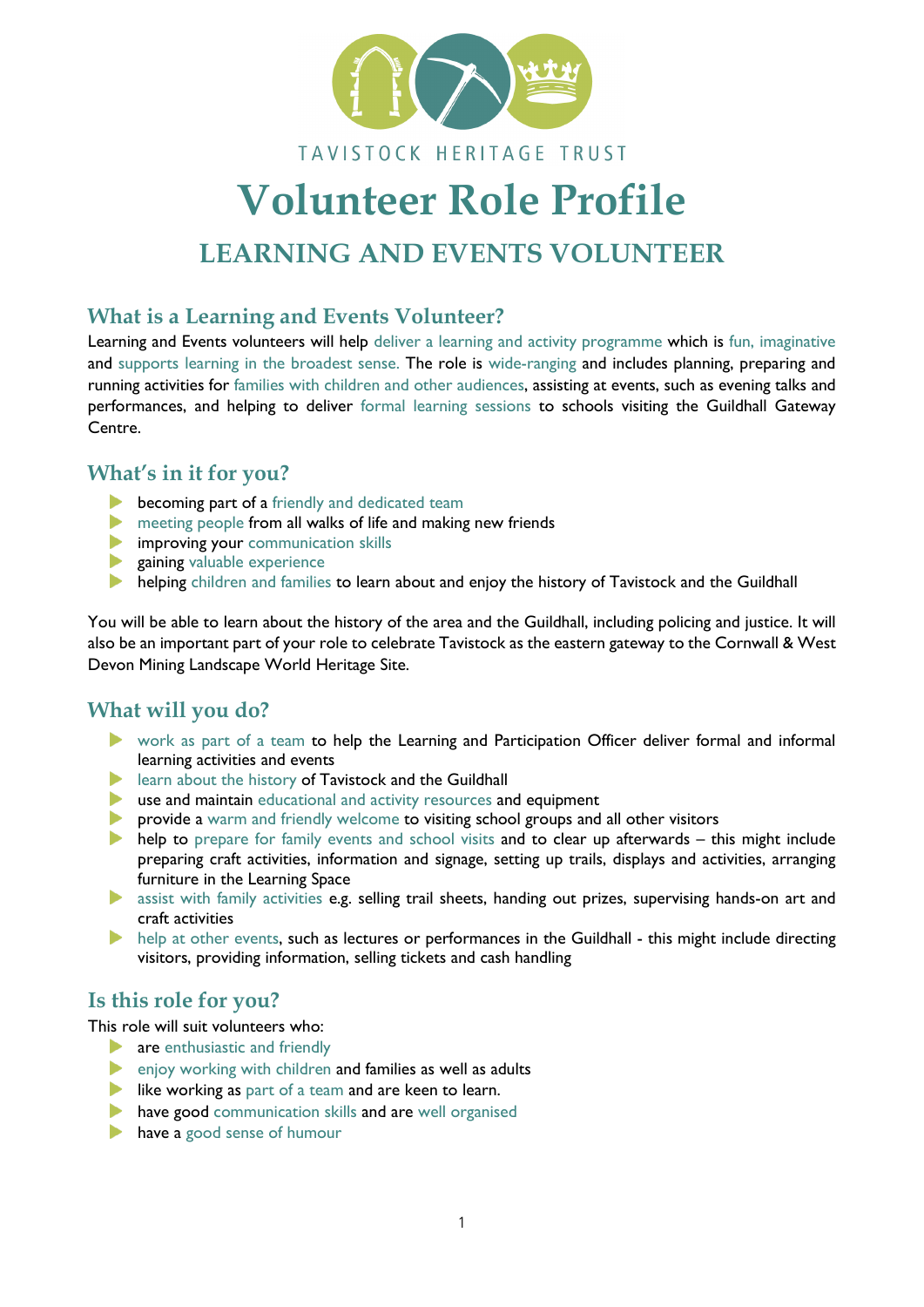TAVISTOCK HERITAGE TRUST

# Volunteer Role Profile

## LEARNING AND EVENTS VOLUNTEER

### What is a Learning and Events Volunteer?

Learning and Events volunteers will help deliver a learning and activity programme which is fun, imaginative and supports learning in the broadest sense. The role is wide-ranging and includes planning, preparing and running activities for families with children and other audiences, assisting at events, such as evening talks and performances, and helping to deliver formal learning sessions to schools visiting the Guildhall Gateway Centre.

### What's in it for you?

- becoming part of a friendly and dedicated team
- meeting people from all walks of life and making new friends
- improving your communication skills
- gaining valuable experience
- helping children and families to learn about and enjoy the history of Tavistock and the Guildhall

You will be able to learn about the history of the area and the Guildhall, including policing and justice. It will also be an important part of your role to celebrate Tavistock as the eastern gateway to the Cornwall & West Devon Mining Landscape World Heritage Site.

### What will you do?

- work as part of a team to help the Learning and Participation Officer deliver formal and informal learning activities and events
- learn about the history of Tavistock and the Guildhall
- use and maintain educational and activity resources and equipment
- provide a warm and friendly welcome to visiting school groups and all other visitors
- help to prepare for family events and school visits and to clear up afterwards – this might include preparing craft activities, information and signage, setting up trails, displays and activities, arranging furniture in the Learning Space
- assist with family activities e.g. selling trail sheets, handing out prizes, supervising hands-on art and craft activities
- help at other events, such as lectures or performances in the Guildhall - this might include directing visitors, providing information, selling tickets and cash handling

### Is this role for you?

This role will suit volunteers who:

- are enthusiastic and friendly
- enjoy working with children and families as well as adults
- like working as part of a team and are keen to learn.
- have good communication skills and are well organised
- have a good sense of humour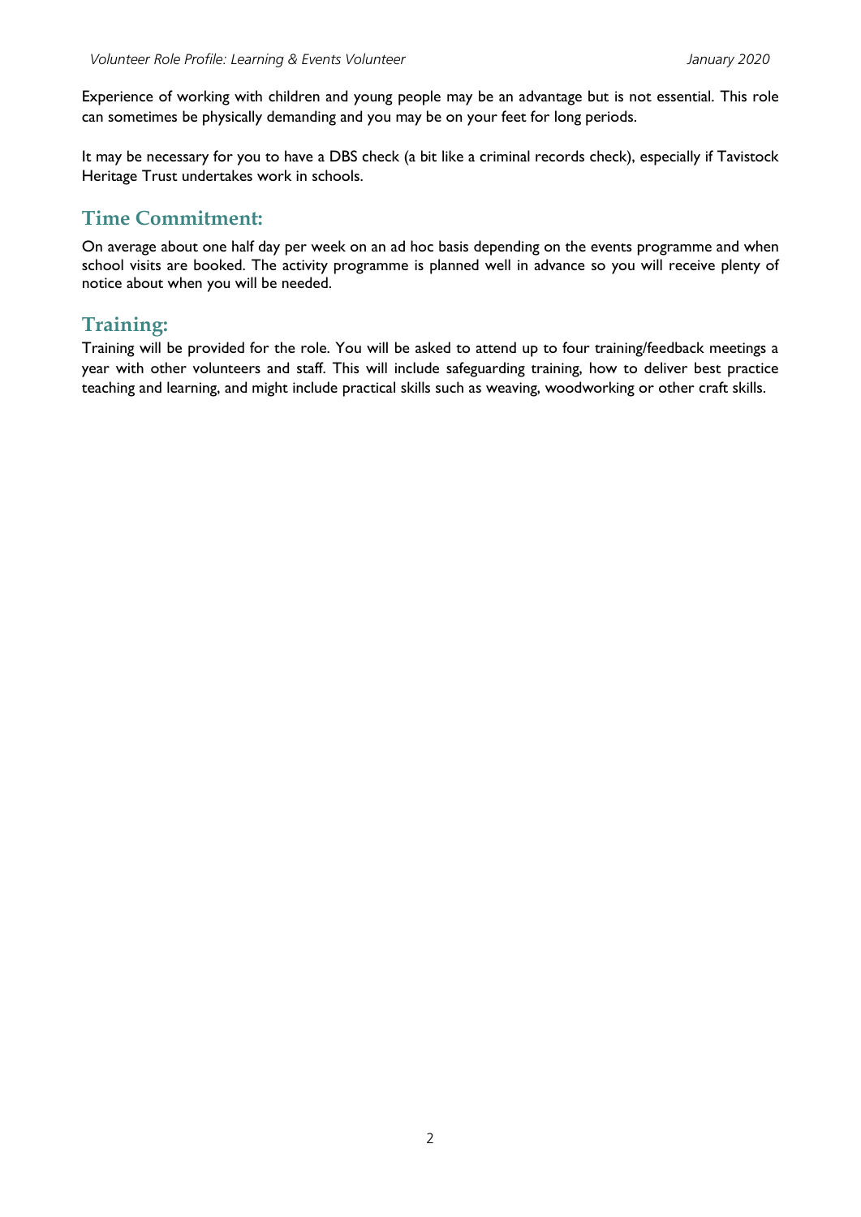Experience of working with children and young people may be an advantage but is not essential. This role can sometimes be physically demanding and you may be on your feet for long periods.

It may be necessary for you to have a DBS check (a bit like a criminal records check), especially if Tavistock Heritage Trust undertakes work in schools.

## Time Commitment:

On average about one half day per week on an ad hoc basis depending on the events programme and when school visits are booked. The activity programme is planned well in advance so you will receive plenty of notice about when you will be needed.

## Training:

Training will be provided for the role. You will be asked to attend up to four training/feedback meetings a year with other volunteers and staff. This will include safeguarding training, how to deliver best practice teaching and learning, and might include practical skills such as weaving, woodworking or other craft skills.